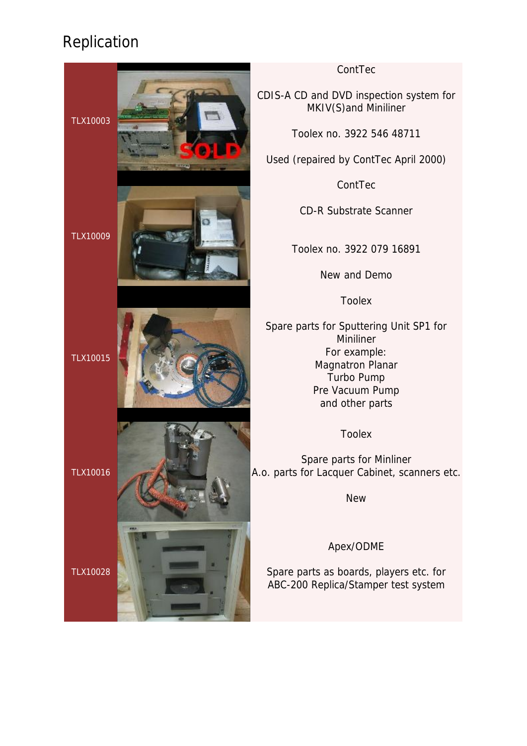# Replication

| | |
|---|---|
| TLX10003 | ContTec<br><br>CDIS-A CD and DVD inspection system for MKIV(S)and Miniliner<br><br>Toolex no. 3922 546 48711<br><br>Used (repaired by ContTec April 2000) |
| TLX10009 | ContTec<br><br>CD-R Substrate Scanner<br><br>Toolex no. 3922 079 16891<br><br>New and Demo |
| TLX10015 | Toolex<br><br>Spare parts for Sputtering Unit SP1 for Miniliner<br>For example:<br>Magnatron Planar<br>Turbo Pump<br>Pre Vacuum Pump<br>and other parts |
| TLX10016 | Toolex<br><br>Spare parts for Minliner<br>A.o. parts for Lacquer Cabinet, scanners etc.<br><br>New |
| TLX10028 | Apex/ODME<br><br>Spare parts as boards, players etc. for ABC-200 Replica/Stamper test system |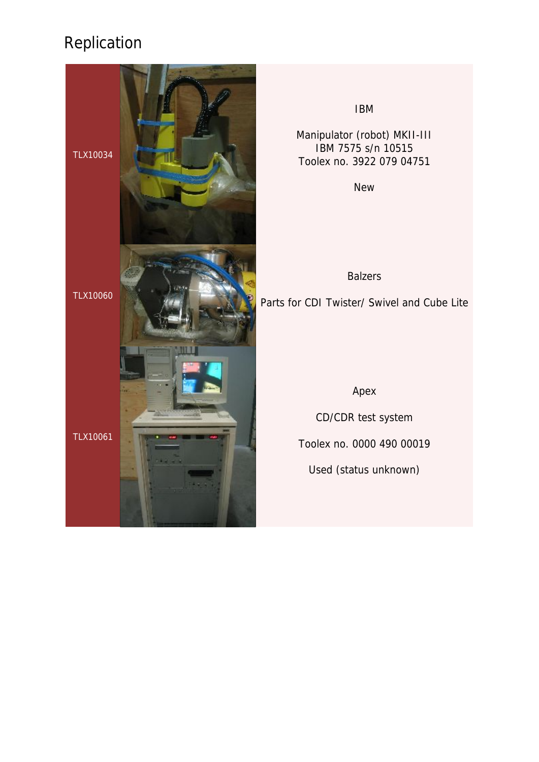# Replication

| | | |
|---|---|---|
| TLX10034 | | IBM<br><br>Manipulator (robot) MKII-III<br>IBM 7575 s/n 10515<br>Toolex no. 3922 079 04751<br><br>New |
| TLX10060 | | Balzers<br><br>Parts for CDI Twister/ Swivel and Cube Lite |
| TLX10061 | | Apex<br><br>CD/CDR test system<br><br>Toolex no. 0000 490 00019<br><br>Used (status unknown) |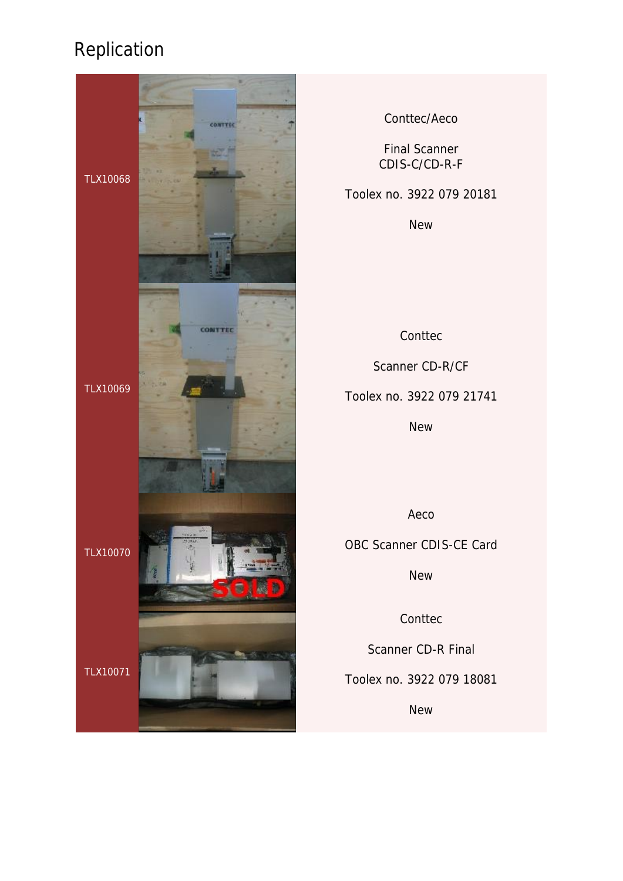# Replication

| | | |
|---|---|---|
| TLX10068 | | Conttec/Aeco<br><br>Final Scanner<br>CDIS-C/CD-R-F<br><br>Toolex no. 3922 079 20181<br><br>New |
| TLX10069 | | Conttec<br><br>Scanner CD-R/CF<br><br>Toolex no. 3922 079 21741<br><br>New |
| TLX10070 | | Aeco<br><br>OBC Scanner CDIS-CE Card<br><br>New |
| TLX10071 | | Conttec<br><br>Scanner CD-R Final<br><br>Toolex no. 3922 079 18081<br><br>New |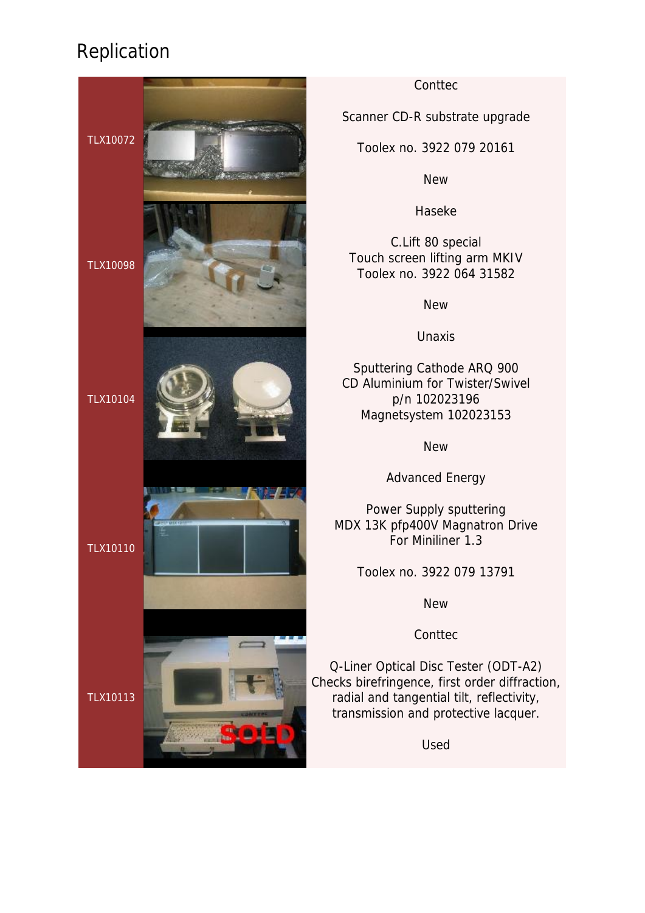# Replication

| | | |
|---|---|---|
| TLX10072 | | Conttec<br><br>Scanner CD-R substrate upgrade<br><br>Toolex no. 3922 079 20161<br><br>New |
| TLX10098 | | Haseke<br><br>C.Lift 80 special<br>Touch screen lifting arm MKIV<br>Toolex no. 3922 064 31582<br><br>New |
| TLX10104 | | Unaxis<br><br>Sputtering Cathode ARQ 900<br>CD Aluminium for Twister/Swivel<br>p/n 102023196<br>Magnetsystem 102023153<br><br>New |
| TLX10110 | | Advanced Energy<br><br>Power Supply sputtering<br>MDX 13K pfp400V Magnatron Drive<br>For Mininliner 1.3<br><br>Toolex no. 3922 079 13791<br><br>New |
| TLX10113 | SOLD | Conttec<br><br>Q-Liner Optical Disc Tester (ODT-A2)<br>Checks birefringence, first order diffraction,<br>radial and tangential tilt, reflectivity,<br>transmission and protective lacquer.<br><br>Used |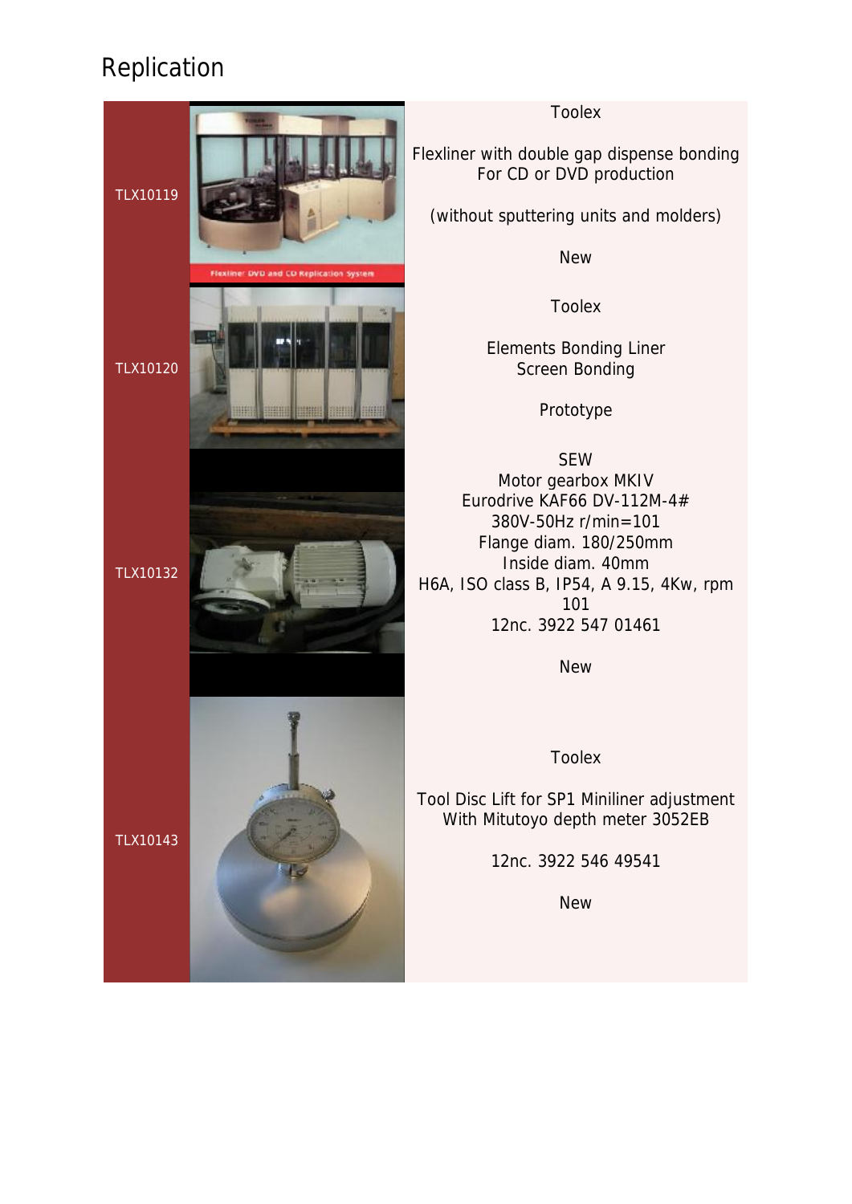# Replication

| | | |
|---|---|---|
| TLX10119 | | Toolex<br><br>Flexliner with double gap dispense bonding<br>For CD or DVD production<br><br>(without sputtering units and molders)<br><br>New |
| TLX10120 | | Toolex<br><br>Elements Bonding Liner<br>Screen Bonding<br><br>Prototype |
| TLX10132 | | SEW<br>Motor gearbox MKIV<br>Eurodrive KAF66 DV-112M-4#<br>380V-50Hz r/min=101<br>Flange diam. 180/250mm<br>Inside diam. 40mm<br>H6A, ISO class B, IP54, A 9.15, 4Kw, rpm 101<br>12nc. 3922 547 01461<br><br>New |
| TLX10143 | | Toolex<br><br>Tool Disc Lift for SP1 Miniliner adjustment<br>With Mitutoyo depth meter 3052EB<br><br>12nc. 3922 546 49541<br><br>New |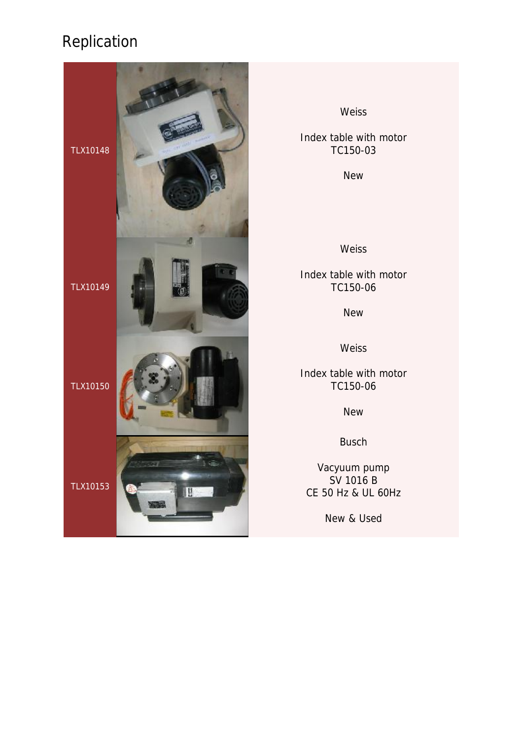# Replication

| | |
|---|---|
| TLX10148 | Weiss<br><br>Index table with motor<br>TC150-03<br><br>New |
| TLX10149 | Weiss<br><br>Index table with motor<br>TC150-06<br><br>New |
| TLX10150 | Weiss<br><br>Index table with motor<br>TC150-06<br><br>New |
| TLX10153 | Busch<br><br>Vacyuum pump<br>SV 1016 B<br>CE 50 Hz & UL 60Hz<br><br>New & Used |